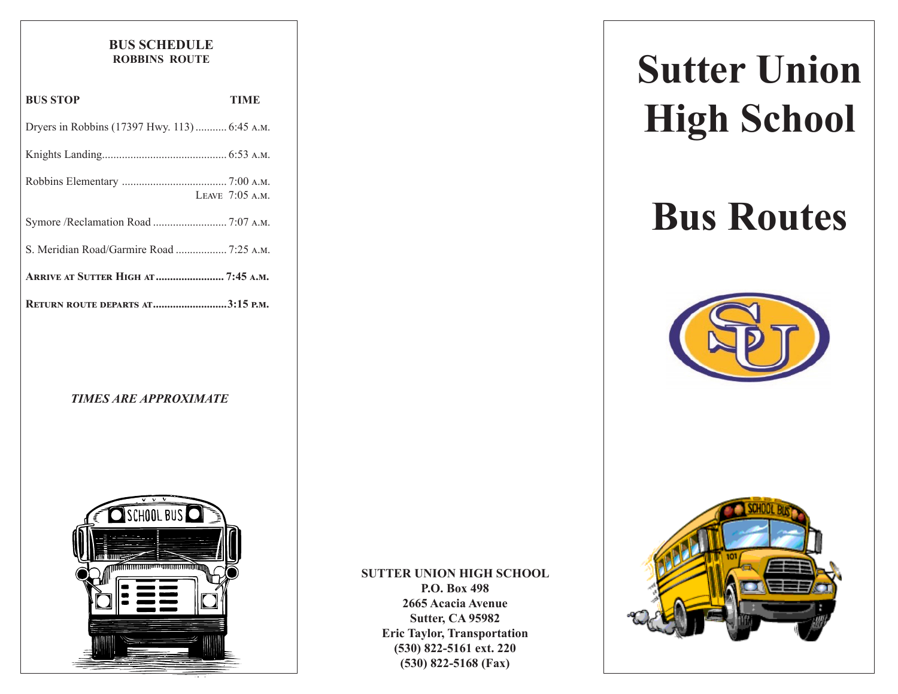## BUS SCHEDULE
### ROBBINS ROUTE

| BUS STOP | TIME |
|---|---|
| Dryers in Robbins (17397 Hwy. 113) | 6:45 A.M. |
| Knights Landing | 6:53 A.M. |
| Robbins Elementary | 7:00 A.M. / Leave 7:05 A.M. |
| Symore /Reclamation Road | 7:07 A.M. |
| S. Meridian Road/Garmire Road | 7:25 A.M. |
| **Arrive at Sutter High at** | **7:45 A.M.** |
| **Return route departs at** | **3:15 P.M.** |

***TIMES ARE APPROXIMATE***

**SUTTER UNION HIGH SCHOOL**
**P.O. Box 498**
**2665 Acacia Avenue**
**Sutter, CA 95982**
**Eric Taylor, Transportation**
**(530) 822-5161 ext. 220**
**(530) 822-5168 (Fax)**

# Sutter Union High School

# Bus Routes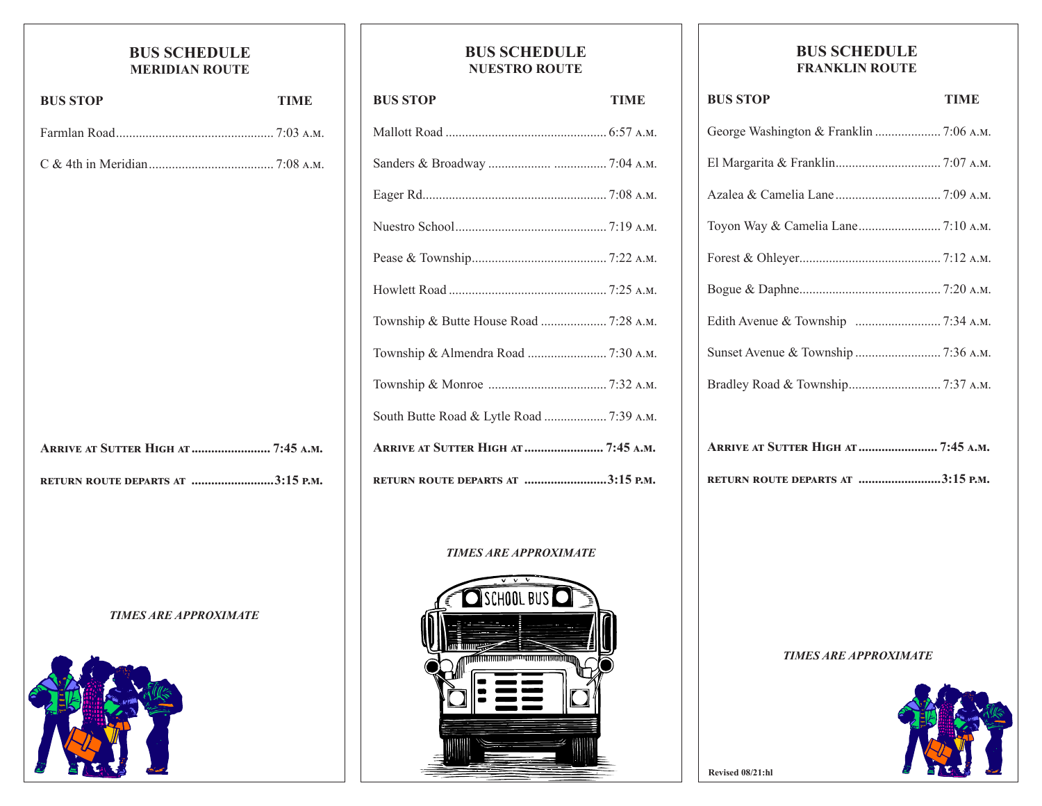## BUS SCHEDULE
### MERIDIAN ROUTE

| BUS STOP | TIME |
|---|---|
| Farmlan Road | 7:03 A.M. |
| C & 4th in Meridian | 7:08 A.M. |
| **ARRIVE AT SUTTER HIGH AT** | **7:45 A.M.** |
| **RETURN ROUTE DEPARTS AT** | **3:15 P.M.** |

***TIMES ARE APPROXIMATE***

## BUS SCHEDULE
### NUESTRO ROUTE

| BUS STOP | TIME |
|---|---|
| Mallott Road | 6:57 A.M. |
| Sanders & Broadway | 7:04 A.M. |
| Eager Rd. | 7:08 A.M. |
| Nuestro School | 7:19 A.M. |
| Pease & Township | 7:22 A.M. |
| Howlett Road | 7:25 A.M. |
| Township & Butte House Road | 7:28 A.M. |
| Township & Almendra Road | 7:30 A.M. |
| Township & Monroe | 7:32 A.M. |
| South Butte Road & Lytle Road | 7:39 A.M. |
| **ARRIVE AT SUTTER HIGH AT** | **7:45 A.M.** |
| **RETURN ROUTE DEPARTS AT** | **3:15 P.M.** |

***TIMES ARE APPROXIMATE***

## BUS SCHEDULE
### FRANKLIN ROUTE

| BUS STOP | TIME |
|---|---|
| George Washington & Franklin | 7:06 A.M. |
| El Margarita & Franklin | 7:07 A.M. |
| Azalea & Camelia Lane | 7:09 A.M. |
| Toyon Way & Camelia Lane | 7:10 A.M. |
| Forest & Ohleyer | 7:12 A.M. |
| Bogue & Daphne | 7:20 A.M. |
| Edith Avenue & Township | 7:34 A.M. |
| Sunset Avenue & Township | 7:36 A.M. |
| Bradley Road & Township | 7:37 A.M. |
| **ARRIVE AT SUTTER HIGH AT** | **7:45 A.M.** |
| **RETURN ROUTE DEPARTS AT** | **3:15 P.M.** |

***TIMES ARE APPROXIMATE***

**Revised 08/21:hl**